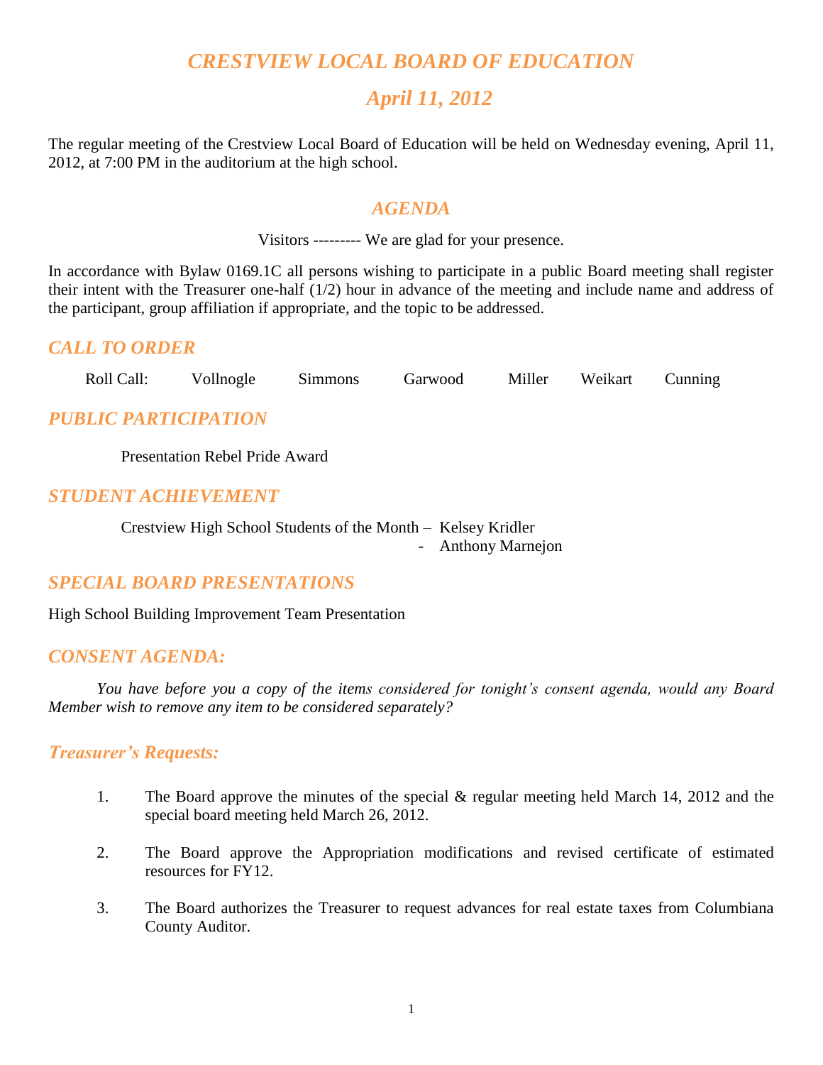# *CRESTVIEW LOCAL BOARD OF EDUCATION*

## *April 11, 2012*

The regular meeting of the Crestview Local Board of Education will be held on Wednesday evening, April 11, 2012, at 7:00 PM in the auditorium at the high school.

## *AGENDA*

Visitors --------- We are glad for your presence.

In accordance with Bylaw 0169.1C all persons wishing to participate in a public Board meeting shall register their intent with the Treasurer one-half (1/2) hour in advance of the meeting and include name and address of the participant, group affiliation if appropriate, and the topic to be addressed.

### *CALL TO ORDER*

Roll Call: Vollnogle Simmons Garwood Miller Weikart Cunning

### *PUBLIC PARTICIPATION*

Presentation Rebel Pride Award

### *STUDENT ACHIEVEMENT*

Crestview High School Students of the Month – Kelsey Kridler
- Anthony Marnejon

### *SPECIAL BOARD PRESENTATIONS*

High School Building Improvement Team Presentation

### *CONSENT AGENDA:*

*You have before you a copy of the items considered for tonight's consent agenda, would any Board Member wish to remove any item to be considered separately?*

### *Treasurer's Requests:*

1. The Board approve the minutes of the special & regular meeting held March 14, 2012 and the special board meeting held March 26, 2012.

2. The Board approve the Appropriation modifications and revised certificate of estimated resources for FY12.

3. The Board authorizes the Treasurer to request advances for real estate taxes from Columbiana County Auditor.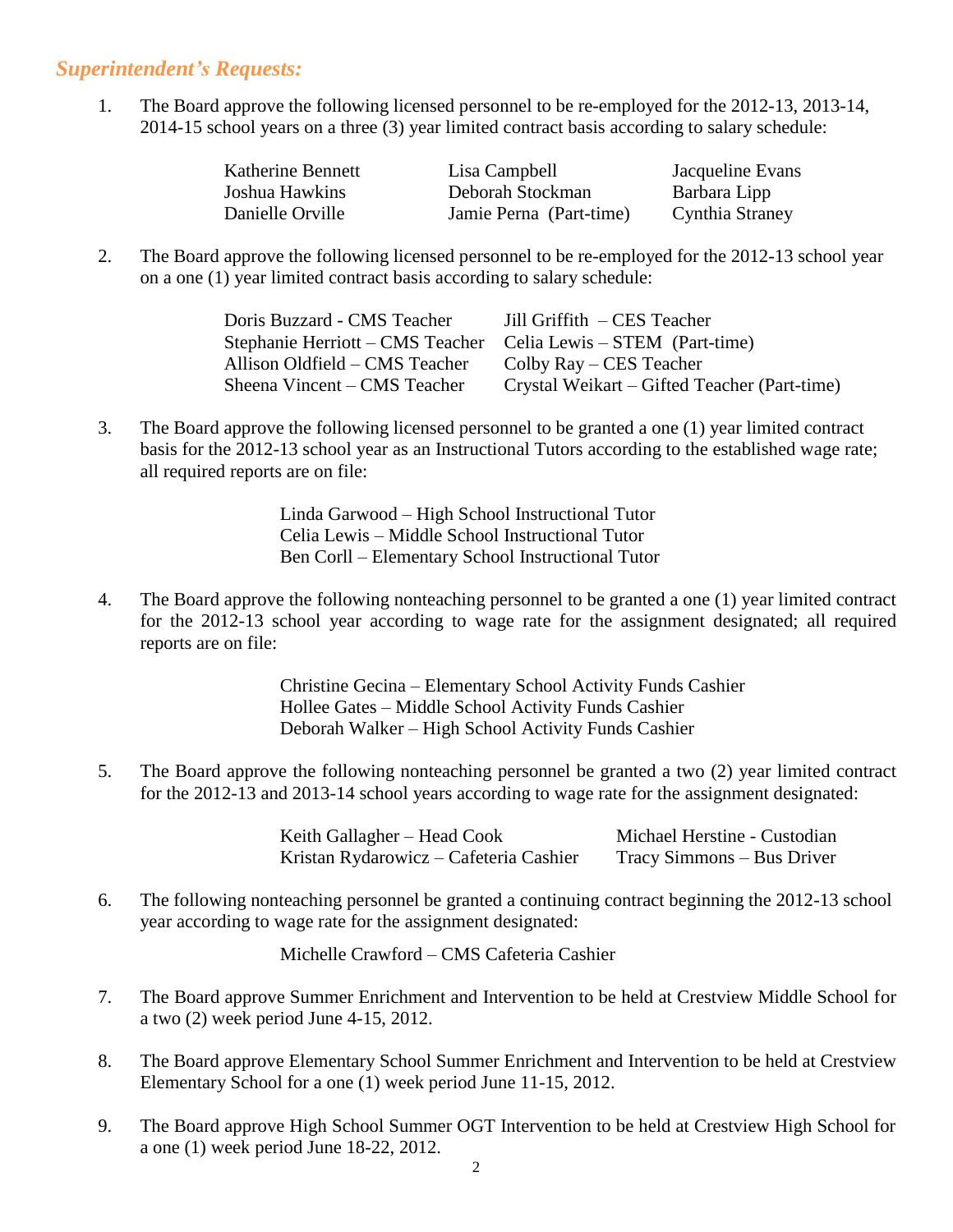### *Superintendent's Requests:*

1. The Board approve the following licensed personnel to be re-employed for the 2012-13, 2013-14, 2014-15 school years on a three (3) year limited contract basis according to salary schedule:

| | | |
|---|---|---|
| Katherine Bennett | Lisa Campbell | Jacqueline Evans |
| Joshua Hawkins | Deborah Stockman | Barbara Lipp |
| Danielle Orville | Jamie Perna (Part-time) | Cynthia Straney |

2. The Board approve the following licensed personnel to be re-employed for the 2012-13 school year on a one (1) year limited contract basis according to salary schedule:

| | |
|---|---|
| Doris Buzzard - CMS Teacher | Jill Griffith – CES Teacher |
| Stephanie Herriott – CMS Teacher | Celia Lewis – STEM (Part-time) |
| Allison Oldfield – CMS Teacher | Colby Ray – CES Teacher |
| Sheena Vincent – CMS Teacher | Crystal Weikart – Gifted Teacher (Part-time) |

3. The Board approve the following licensed personnel to be granted a one (1) year limited contract basis for the 2012-13 school year as an Instructional Tutors according to the established wage rate; all required reports are on file:

   Linda Garwood – High School Instructional Tutor
   Celia Lewis – Middle School Instructional Tutor
   Ben Corll – Elementary School Instructional Tutor

4. The Board approve the following nonteaching personnel to be granted a one (1) year limited contract for the 2012-13 school year according to wage rate for the assignment designated; all required reports are on file:

   Christine Gecina – Elementary School Activity Funds Cashier
   Hollee Gates – Middle School Activity Funds Cashier
   Deborah Walker – High School Activity Funds Cashier

5. The Board approve the following nonteaching personnel be granted a two (2) year limited contract for the 2012-13 and 2013-14 school years according to wage rate for the assignment designated:

| | |
|---|---|
| Keith Gallagher – Head Cook | Michael Herstine - Custodian |
| Kristan Rydarowicz – Cafeteria Cashier | Tracy Simmons – Bus Driver |

6. The following nonteaching personnel be granted a continuing contract beginning the 2012-13 school year according to wage rate for the assignment designated:

   Michelle Crawford – CMS Cafeteria Cashier

7. The Board approve Summer Enrichment and Intervention to be held at Crestview Middle School for a two (2) week period June 4-15, 2012.

8. The Board approve Elementary School Summer Enrichment and Intervention to be held at Crestview Elementary School for a one (1) week period June 11-15, 2012.

9. The Board approve High School Summer OGT Intervention to be held at Crestview High School for a one (1) week period June 18-22, 2012.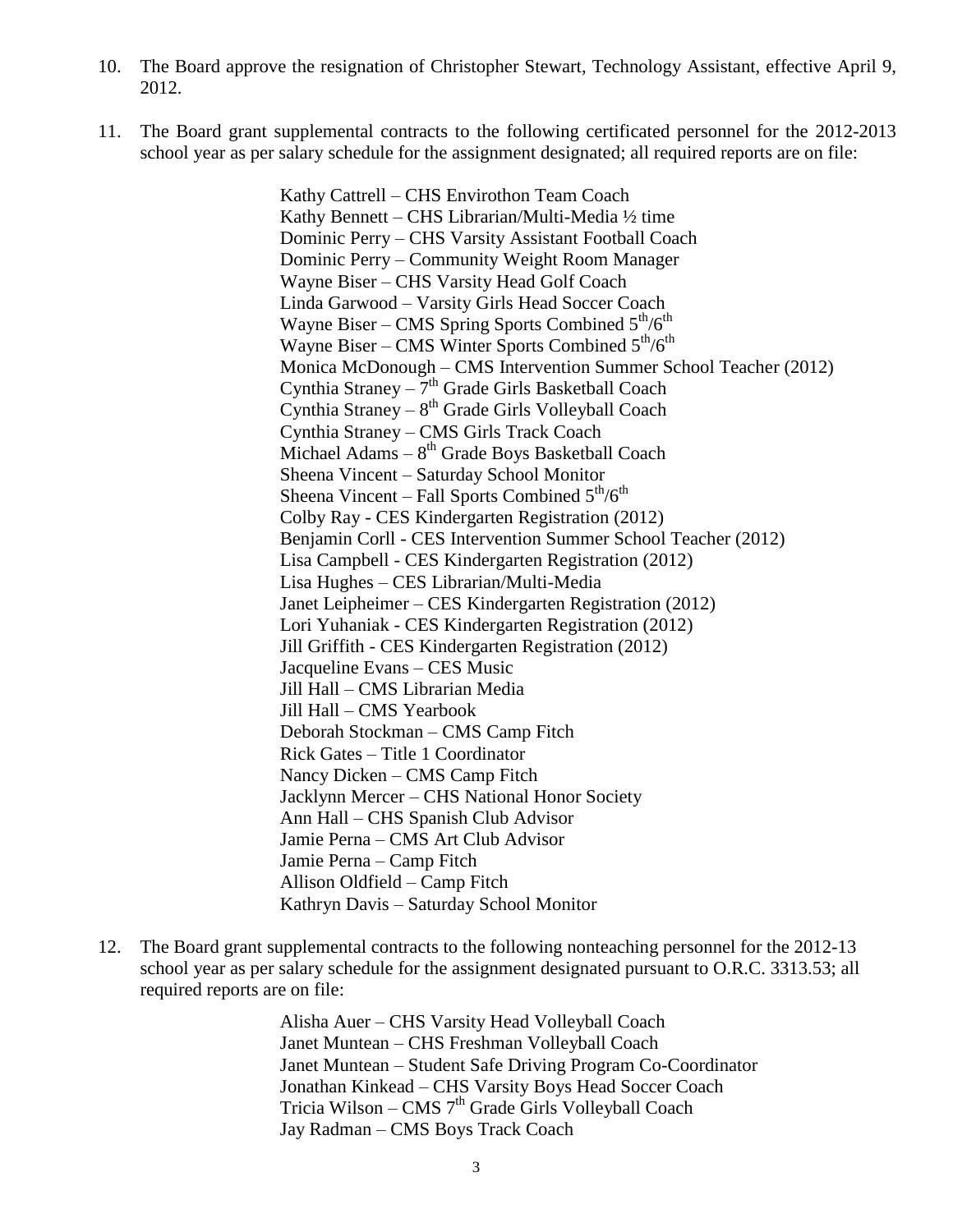10. The Board approve the resignation of Christopher Stewart, Technology Assistant, effective April 9, 2012.

11. The Board grant supplemental contracts to the following certificated personnel for the 2012-2013 school year as per salary schedule for the assignment designated; all required reports are on file:

    Kathy Cattrell – CHS Envirothon Team Coach
    Kathy Bennett – CHS Librarian/Multi-Media ½ time
    Dominic Perry – CHS Varsity Assistant Football Coach
    Dominic Perry – Community Weight Room Manager
    Wayne Biser – CHS Varsity Head Golf Coach
    Linda Garwood – Varsity Girls Head Soccer Coach
    Wayne Biser – CMS Spring Sports Combined 5th/6th
    Wayne Biser – CMS Winter Sports Combined 5th/6th
    Monica McDonough – CMS Intervention Summer School Teacher (2012)
    Cynthia Straney – 7th Grade Girls Basketball Coach
    Cynthia Straney – 8th Grade Girls Volleyball Coach
    Cynthia Straney – CMS Girls Track Coach
    Michael Adams – 8th Grade Boys Basketball Coach
    Sheena Vincent – Saturday School Monitor
    Sheena Vincent – Fall Sports Combined 5th/6th
    Colby Ray - CES Kindergarten Registration (2012)
    Benjamin Corll - CES Intervention Summer School Teacher (2012)
    Lisa Campbell - CES Kindergarten Registration (2012)
    Lisa Hughes – CES Librarian/Multi-Media
    Janet Leipheimer – CES Kindergarten Registration (2012)
    Lori Yuhaniak - CES Kindergarten Registration (2012)
    Jill Griffith - CES Kindergarten Registration (2012)
    Jacqueline Evans – CES Music
    Jill Hall – CMS Librarian Media
    Jill Hall – CMS Yearbook
    Deborah Stockman – CMS Camp Fitch
    Rick Gates – Title 1 Coordinator
    Nancy Dicken – CMS Camp Fitch
    Jacklynn Mercer – CHS National Honor Society
    Ann Hall – CHS Spanish Club Advisor
    Jamie Perna – CMS Art Club Advisor
    Jamie Perna – Camp Fitch
    Allison Oldfield – Camp Fitch
    Kathryn Davis – Saturday School Monitor

12. The Board grant supplemental contracts to the following nonteaching personnel for the 2012-13 school year as per salary schedule for the assignment designated pursuant to O.R.C. 3313.53; all required reports are on file:

    Alisha Auer – CHS Varsity Head Volleyball Coach
    Janet Muntean – CHS Freshman Volleyball Coach
    Janet Muntean – Student Safe Driving Program Co-Coordinator
    Jonathan Kinkead – CHS Varsity Boys Head Soccer Coach
    Tricia Wilson – CMS 7th Grade Girls Volleyball Coach
    Jay Radman – CMS Boys Track Coach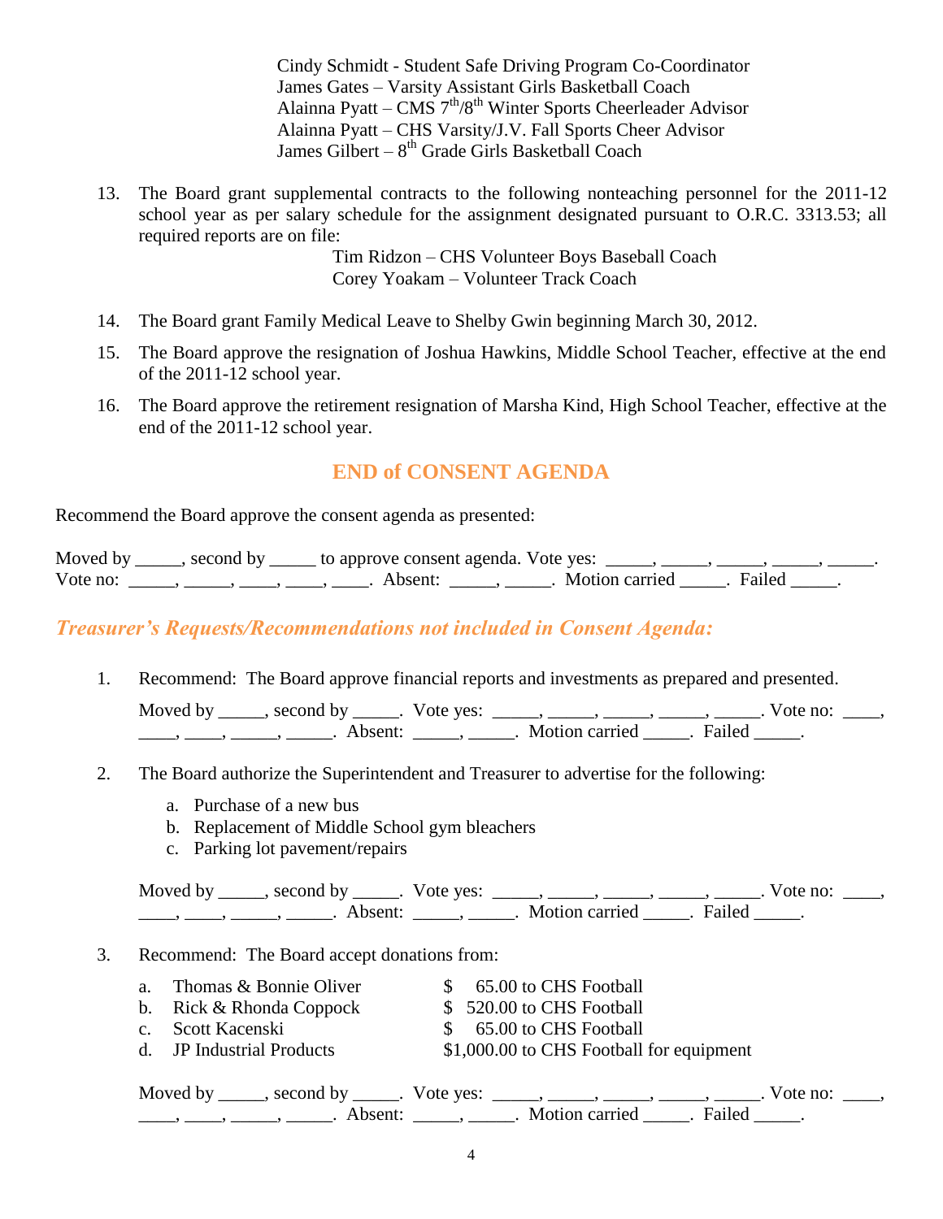Cindy Schmidt - Student Safe Driving Program Co-Coordinator
James Gates – Varsity Assistant Girls Basketball Coach
Alainna Pyatt – CMS 7th/8th Winter Sports Cheerleader Advisor
Alainna Pyatt – CHS Varsity/J.V. Fall Sports Cheer Advisor
James Gilbert – 8th Grade Girls Basketball Coach

13. The Board grant supplemental contracts to the following nonteaching personnel for the 2011-12 school year as per salary schedule for the assignment designated pursuant to O.R.C. 3313.53; all required reports are on file:

    Tim Ridzon – CHS Volunteer Boys Baseball Coach
    Corey Yoakam – Volunteer Track Coach

14. The Board grant Family Medical Leave to Shelby Gwin beginning March 30, 2012.

15. The Board approve the resignation of Joshua Hawkins, Middle School Teacher, effective at the end of the 2011-12 school year.

16. The Board approve the retirement resignation of Marsha Kind, High School Teacher, effective at the end of the 2011-12 school year.

## END of CONSENT AGENDA

Recommend the Board approve the consent agenda as presented:

Moved by _____, second by _____ to approve consent agenda. Vote yes: _____, _____, _____, _____, _____. Vote no: _____, _____, ____, ____, ____. Absent: _____, _____. Motion carried _____. Failed _____.

## *Treasurer's Requests/Recommendations not included in Consent Agenda:*

1. Recommend: The Board approve financial reports and investments as prepared and presented.

   Moved by _____, second by _____. Vote yes: _____, _____, _____, _____, _____. Vote no: ____, ____, ____, _____, _____. Absent: _____, _____. Motion carried _____. Failed _____.

2. The Board authorize the Superintendent and Treasurer to advertise for the following:

   a. Purchase of a new bus
   b. Replacement of Middle School gym bleachers
   c. Parking lot pavement/repairs

   Moved by _____, second by _____. Vote yes: _____, _____, _____, _____, _____. Vote no: ____, ____, ____, _____, _____. Absent: _____, _____. Motion carried _____. Failed _____.

3. Recommend: The Board accept donations from:

   a. Thomas & Bonnie Oliver — $ 65.00 to CHS Football
   b. Rick & Rhonda Coppock — $ 520.00 to CHS Football
   c. Scott Kacenski — $ 65.00 to CHS Football
   d. JP Industrial Products — $1,000.00 to CHS Football for equipment

   Moved by _____, second by _____. Vote yes: _____, _____, _____, _____, _____. Vote no: ____, ____, ____, _____, _____. Absent: _____, _____. Motion carried _____. Failed _____.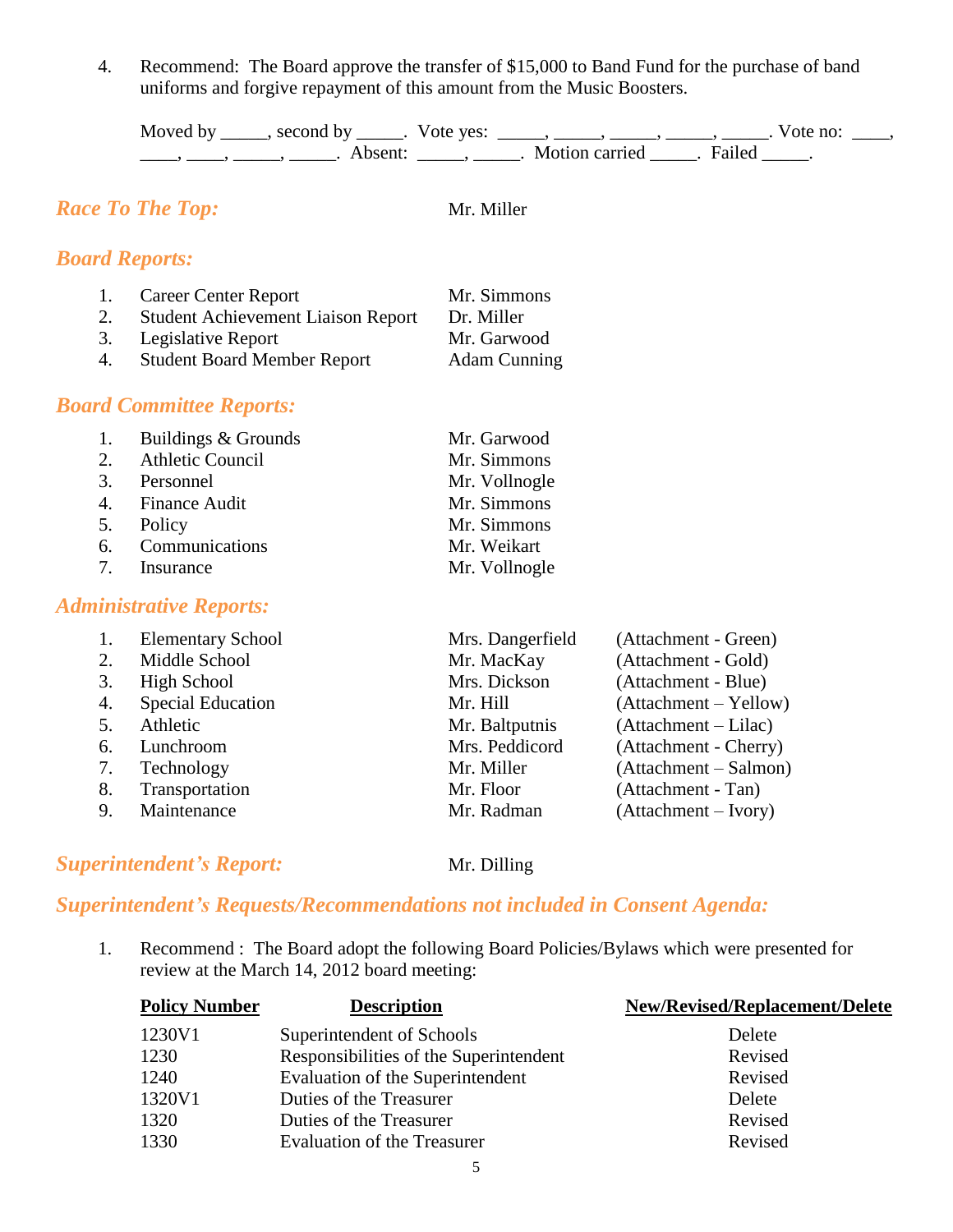4. Recommend: The Board approve the transfer of $15,000 to Band Fund for the purchase of band uniforms and forgive repayment of this amount from the Music Boosters.

   Moved by _____, second by _____. Vote yes: _____, _____, _____, _____, _____. Vote no: ____, ____, ____, _____, _____. Absent: _____, _____. Motion carried _____. Failed _____.

## *Race To The Top:* Mr. Miller

## *Board Reports:*

1. Career Center Report — Mr. Simmons
2. Student Achievement Liaison Report — Dr. Miller
3. Legislative Report — Mr. Garwood
4. Student Board Member Report — Adam Cunning

## *Board Committee Reports:*

1. Buildings & Grounds — Mr. Garwood
2. Athletic Council — Mr. Simmons
3. Personnel — Mr. Vollnogle
4. Finance Audit — Mr. Simmons
5. Policy — Mr. Simmons
6. Communications — Mr. Weikart
7. Insurance — Mr. Vollnogle

## *Administrative Reports:*

1. Elementary School — Mrs. Dangerfield (Attachment - Green)
2. Middle School — Mr. MacKay (Attachment - Gold)
3. High School — Mrs. Dickson (Attachment - Blue)
4. Special Education — Mr. Hill (Attachment – Yellow)
5. Athletic — Mr. Baltputnis (Attachment – Lilac)
6. Lunchroom — Mrs. Peddicord (Attachment - Cherry)
7. Technology — Mr. Miller (Attachment – Salmon)
8. Transportation — Mr. Floor (Attachment - Tan)
9. Maintenance — Mr. Radman (Attachment – Ivory)

## *Superintendent's Report:* Mr. Dilling

## *Superintendent's Requests/Recommendations not included in Consent Agenda:*

1. Recommend : The Board adopt the following Board Policies/Bylaws which were presented for review at the March 14, 2012 board meeting:

| Policy Number | Description | New/Revised/Replacement/Delete |
|---|---|---|
| 1230V1 | Superintendent of Schools | Delete |
| 1230 | Responsibilities of the Superintendent | Revised |
| 1240 | Evaluation of the Superintendent | Revised |
| 1320V1 | Duties of the Treasurer | Delete |
| 1320 | Duties of the Treasurer | Revised |
| 1330 | Evaluation of the Treasurer | Revised |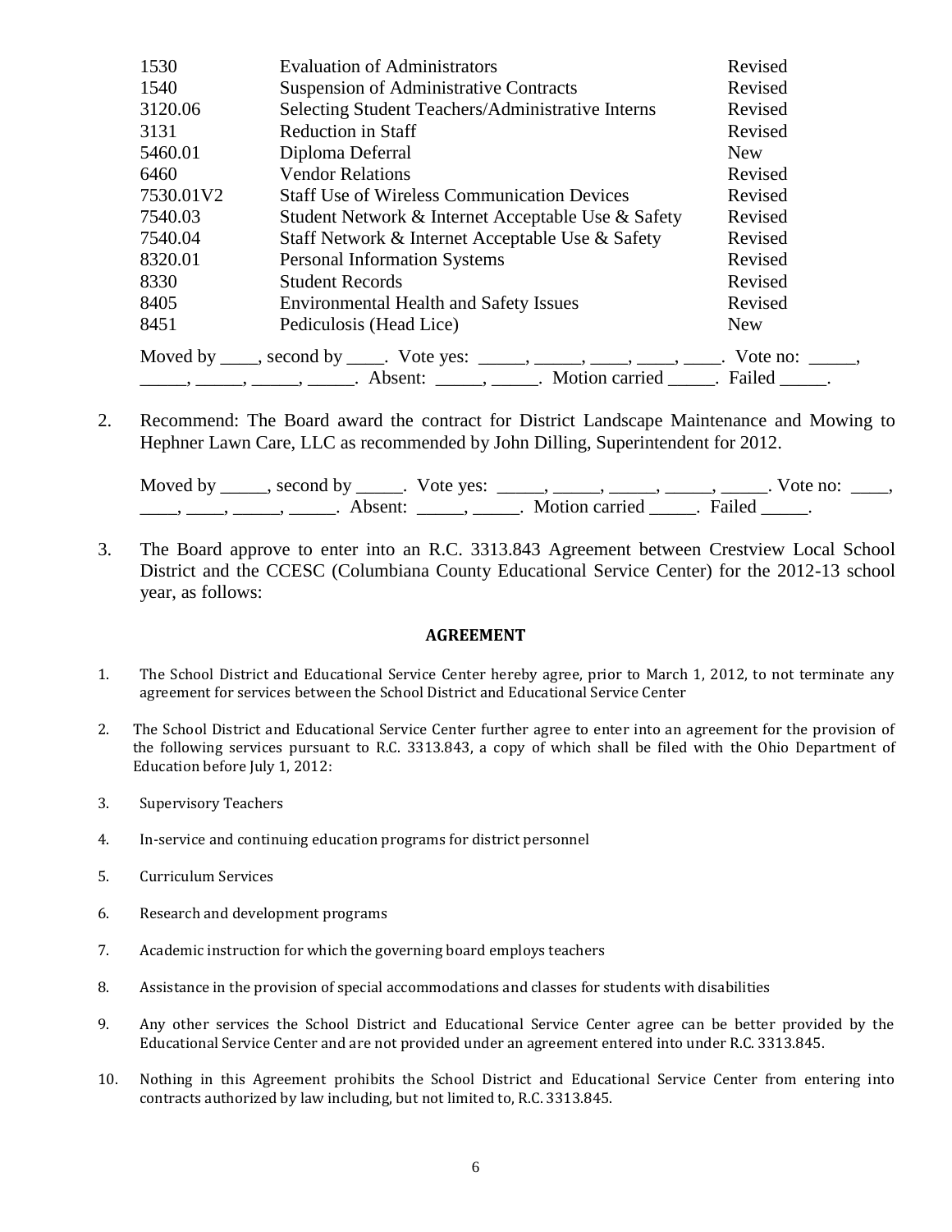| | | |
|---|---|---|
| 1530 | Evaluation of Administrators | Revised |
| 1540 | Suspension of Administrative Contracts | Revised |
| 3120.06 | Selecting Student Teachers/Administrative Interns | Revised |
| 3131 | Reduction in Staff | Revised |
| 5460.01 | Diploma Deferral | New |
| 6460 | Vendor Relations | Revised |
| 7530.01V2 | Staff Use of Wireless Communication Devices | Revised |
| 7540.03 | Student Network & Internet Acceptable Use & Safety | Revised |
| 7540.04 | Staff Network & Internet Acceptable Use & Safety | Revised |
| 8320.01 | Personal Information Systems | Revised |
| 8330 | Student Records | Revised |
| 8405 | Environmental Health and Safety Issues | Revised |
| 8451 | Pediculosis (Head Lice) | New |

Moved by ____, second by ____. Vote yes: _____, _____, ____, ____, ____. Vote no: _____, _____, _____, _____, _____. Absent: _____, _____. Motion carried _____. Failed _____.

2. Recommend: The Board award the contract for District Landscape Maintenance and Mowing to Hephner Lawn Care, LLC as recommended by John Dilling, Superintendent for 2012.

   Moved by _____, second by _____. Vote yes: _____, _____, _____, _____, _____. Vote no: ____, ____, ____, _____, _____. Absent: _____, _____. Motion carried _____. Failed _____.

3. The Board approve to enter into an R.C. 3313.843 Agreement between Crestview Local School District and the CCESC (Columbiana County Educational Service Center) for the 2012-13 school year, as follows:

**AGREEMENT**

1. The School District and Educational Service Center hereby agree, prior to March 1, 2012, to not terminate any agreement for services between the School District and Educational Service Center

2. The School District and Educational Service Center further agree to enter into an agreement for the provision of the following services pursuant to R.C. 3313.843, a copy of which shall be filed with the Ohio Department of Education before July 1, 2012:

3. Supervisory Teachers

4. In-service and continuing education programs for district personnel

5. Curriculum Services

6. Research and development programs

7. Academic instruction for which the governing board employs teachers

8. Assistance in the provision of special accommodations and classes for students with disabilities

9. Any other services the School District and Educational Service Center agree can be better provided by the Educational Service Center and are not provided under an agreement entered into under R.C. 3313.845.

10. Nothing in this Agreement prohibits the School District and Educational Service Center from entering into contracts authorized by law including, but not limited to, R.C. 3313.845.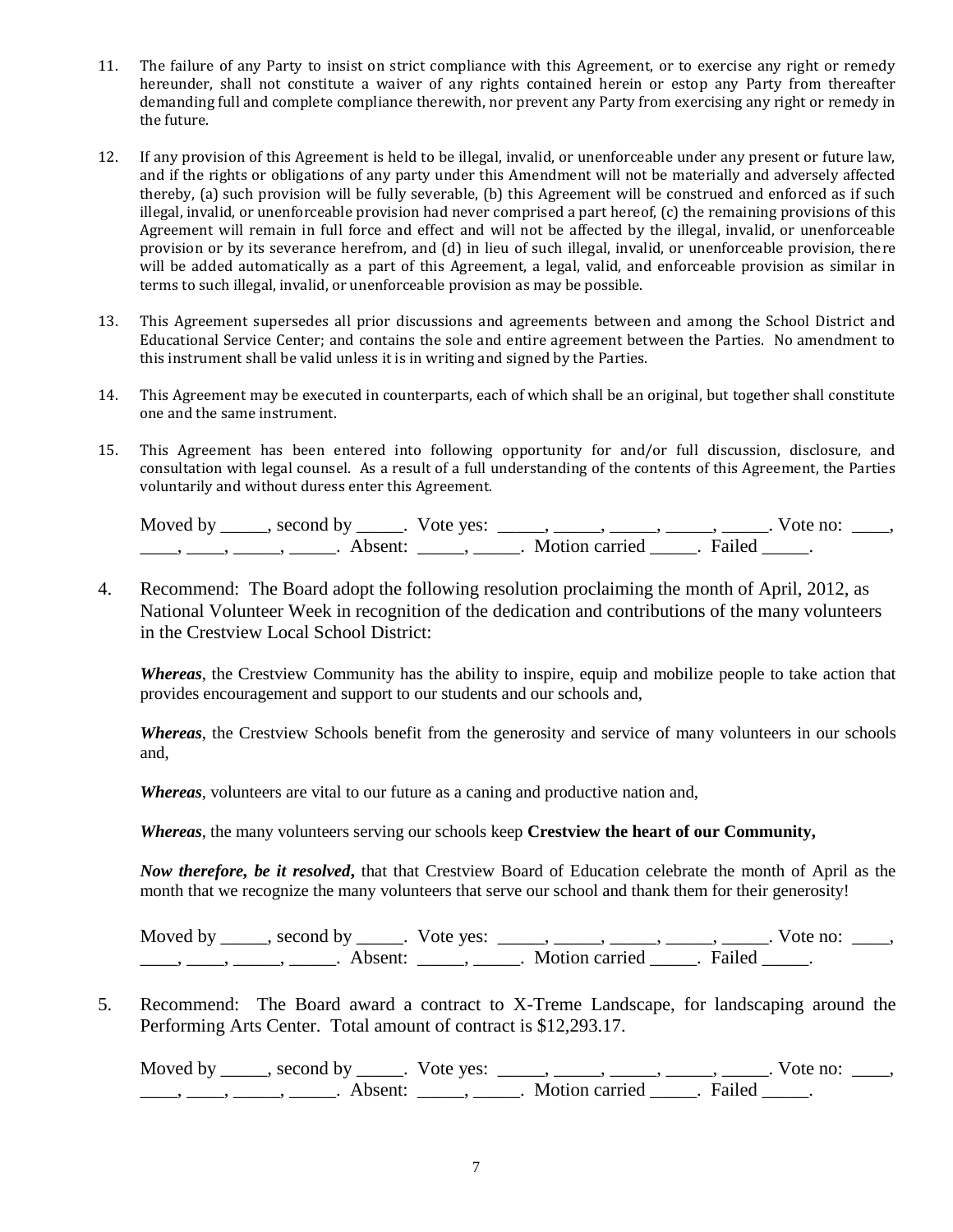11. The failure of any Party to insist on strict compliance with this Agreement, or to exercise any right or remedy hereunder, shall not constitute a waiver of any rights contained herein or estop any Party from thereafter demanding full and complete compliance therewith, nor prevent any Party from exercising any right or remedy in the future.

12. If any provision of this Agreement is held to be illegal, invalid, or unenforceable under any present or future law, and if the rights or obligations of any party under this Amendment will not be materially and adversely affected thereby, (a) such provision will be fully severable, (b) this Agreement will be construed and enforced as if such illegal, invalid, or unenforceable provision had never comprised a part hereof, (c) the remaining provisions of this Agreement will remain in full force and effect and will not be affected by the illegal, invalid, or unenforceable provision or by its severance herefrom, and (d) in lieu of such illegal, invalid, or unenforceable provision, there will be added automatically as a part of this Agreement, a legal, valid, and enforceable provision as similar in terms to such illegal, invalid, or unenforceable provision as may be possible.

13. This Agreement supersedes all prior discussions and agreements between and among the School District and Educational Service Center; and contains the sole and entire agreement between the Parties. No amendment to this instrument shall be valid unless it is in writing and signed by the Parties.

14. This Agreement may be executed in counterparts, each of which shall be an original, but together shall constitute one and the same instrument.

15. This Agreement has been entered into following opportunity for and/or full discussion, disclosure, and consultation with legal counsel. As a result of a full understanding of the contents of this Agreement, the Parties voluntarily and without duress enter this Agreement.

Moved by _____, second by _____. Vote yes: _____, _____, _____, _____, _____. Vote no: ____, ____, ____, _____, _____. Absent: _____, _____. Motion carried _____. Failed _____.

4. Recommend: The Board adopt the following resolution proclaiming the month of April, 2012, as National Volunteer Week in recognition of the dedication and contributions of the many volunteers in the Crestview Local School District:

***Whereas***, the Crestview Community has the ability to inspire, equip and mobilize people to take action that provides encouragement and support to our students and our schools and,

***Whereas***, the Crestview Schools benefit from the generosity and service of many volunteers in our schools and,

***Whereas***, volunteers are vital to our future as a caning and productive nation and,

***Whereas***, the many volunteers serving our schools keep **Crestview the heart of our Community,**

***Now therefore, be it resolved*****,** that that Crestview Board of Education celebrate the month of April as the month that we recognize the many volunteers that serve our school and thank them for their generosity!

Moved by _____, second by _____. Vote yes: _____, _____, _____, _____, _____. Vote no: ____, ____, ____, _____, _____. Absent: _____, _____. Motion carried _____. Failed _____.

5. Recommend: The Board award a contract to X-Treme Landscape, for landscaping around the Performing Arts Center. Total amount of contract is $12,293.17.

Moved by _____, second by _____. Vote yes: _____, _____, _____, _____, _____. Vote no: ____, ____, ____, _____, _____. Absent: _____, _____. Motion carried _____. Failed _____.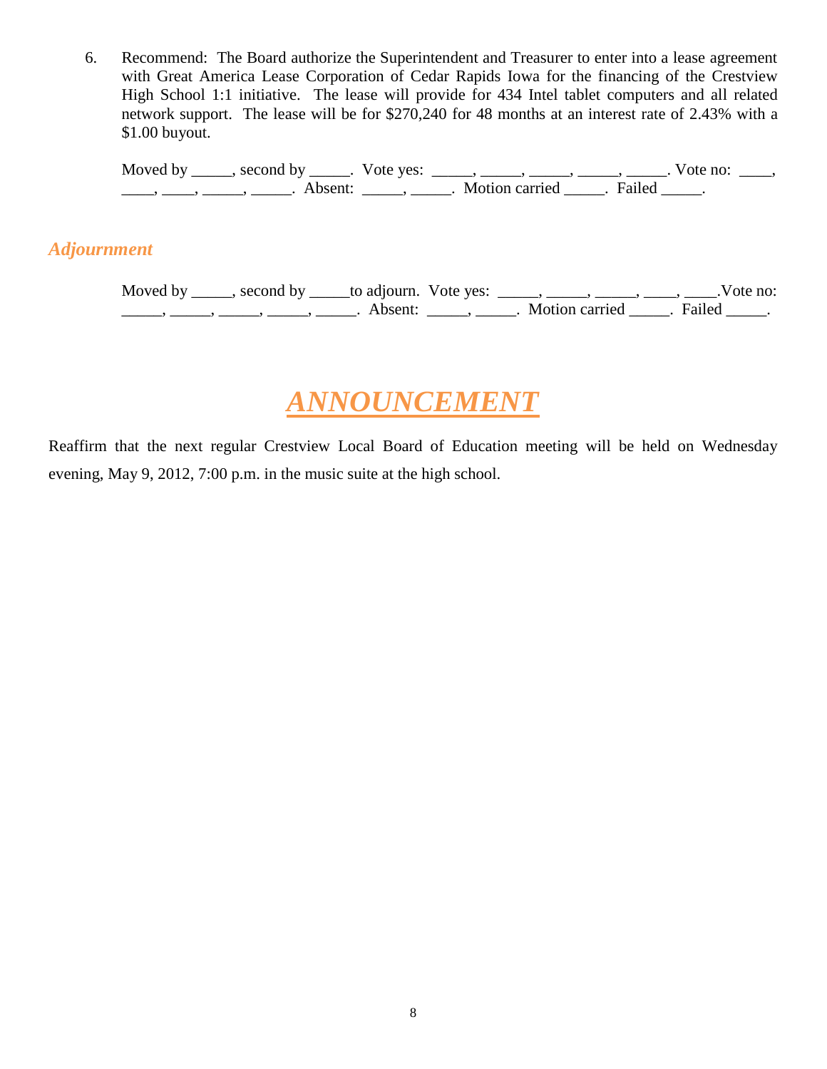6. Recommend: The Board authorize the Superintendent and Treasurer to enter into a lease agreement with Great America Lease Corporation of Cedar Rapids Iowa for the financing of the Crestview High School 1:1 initiative. The lease will provide for 434 Intel tablet computers and all related network support. The lease will be for $270,240 for 48 months at an interest rate of 2.43% with a $1.00 buyout.

   Moved by _____, second by _____. Vote yes: _____, _____, _____, _____, _____. Vote no: ____, ____, ____, _____, _____. Absent: _____, _____. Motion carried _____. Failed _____.

## *Adjournment*

Moved by _____, second by _____to adjourn. Vote yes: _____, _____, _____, ____, ____.Vote no: _____, _____, _____, _____, _____. Absent: _____, _____. Motion carried _____. Failed _____.

# ***ANNOUNCEMENT***

Reaffirm that the next regular Crestview Local Board of Education meeting will be held on Wednesday evening, May 9, 2012, 7:00 p.m. in the music suite at the high school.